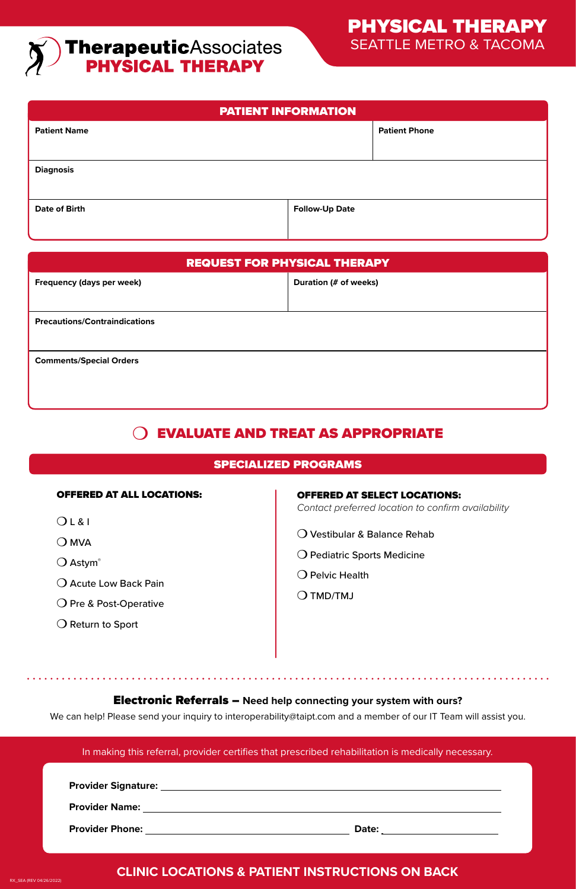# TherapeuticAssociates PHYSICAL THERAPY

## PHYSICAL THERAPY
SEATTLE METRO & TACOMA

## PATIENT INFORMATION

| Patient Name | Patient Phone |
|---|---|
| | |

| Diagnosis |
|---|
| |

| Date of Birth | Follow-Up Date |
|---|---|
| | |

## REQUEST FOR PHYSICAL THERAPY

| Frequency (days per week) | Duration (# of weeks) |
|---|---|
| | |

| Precautions/Contraindications |
|---|
| |

| Comments/Special Orders |
|---|
| |

## ❍ EVALUATE AND TREAT AS APPROPRIATE

## SPECIALIZED PROGRAMS

**OFFERED AT ALL LOCATIONS:**

- ❍ L & I
- ❍ MVA
- ❍ Astym®
- ❍ Acute Low Back Pain
- ❍ Pre & Post-Operative
- ❍ Return to Sport

**OFFERED AT SELECT LOCATIONS:**
*Contact preferred location to confirm availability*

- ❍ Vestibular & Balance Rehab
- ❍ Pediatric Sports Medicine
- ❍ Pelvic Health
- ❍ TMD/TMJ

**Electronic Referrals – Need help connecting your system with ours?**
We can help! Please send your inquiry to interoperability@taipt.com and a member of our IT Team will assist you.

In making this referral, provider certifies that prescribed rehabilitation is medically necessary.

**Provider Signature:** ______________________________

**Provider Name:** ______________________________

**Provider Phone:** ____________________ **Date:** ____________

**CLINIC LOCATIONS & PATIENT INSTRUCTIONS ON BACK**

RX_SEA (REV 04/26/2022)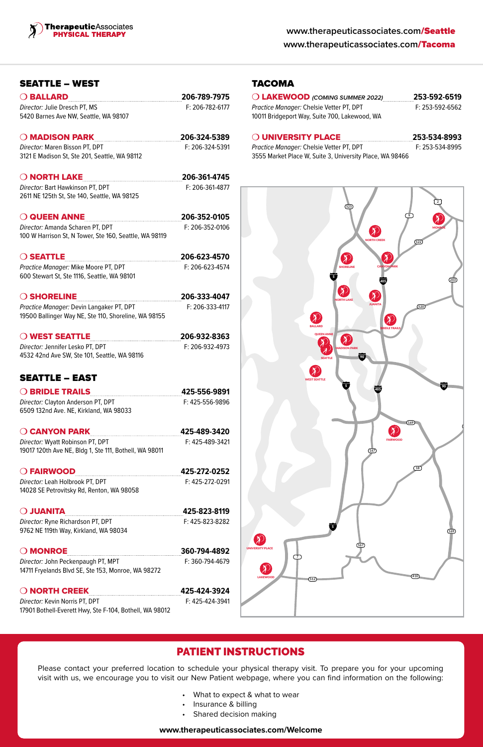**Therapeutic**Associates
**PHYSICAL THERAPY**

www.therapeuticassociates.com/**Seattle**
www.therapeuticassociates.com/**Tacoma**

## SEATTLE – WEST

**❍ BALLARD** — **206-789-7975**
*Director:* Julie Dresch PT, MS — F: 206-782-6177
5420 Barnes Ave NW, Seattle, WA 98107

**❍ MADISON PARK** — **206-324-5389**
*Director:* Maren Bisson PT, DPT — F: 206-324-5391
3121 E Madison St, Ste 201, Seattle, WA 98112

**❍ NORTH LAKE** — **206-361-4745**
*Director:* Bart Hawkinson PT, DPT — F: 206-361-4877
2611 NE 125th St, Ste 140, Seattle, WA 98125

**❍ QUEEN ANNE** — **206-352-0105**
*Director:* Amanda Scharen PT, DPT — F: 206-352-0106
100 W Harrison St, N Tower, Ste 160, Seattle, WA 98119

**❍ SEATTLE** — **206-623-4570**
*Practice Manager:* Mike Moore PT, DPT — F: 206-623-4574
600 Stewart St, Ste 1116, Seattle, WA 98101

**❍ SHORELINE** — **206-333-4047**
*Practice Manager:* Devin Langaker PT, DPT — F: 206-333-4117
19500 Ballinger Way NE, Ste 110, Shoreline, WA 98155

**❍ WEST SEATTLE** — **206-932-8363**
*Director:* Jennifer Lesko PT, DPT — F: 206-932-4973
4532 42nd Ave SW, Ste 101, Seattle, WA 98116

## SEATTLE – EAST

**❍ BRIDLE TRAILS** — **425-556-9891**
*Director:* Clayton Anderson PT, DPT — F: 425-556-9896
6509 132nd Ave. NE, Kirkland, WA 98033

**❍ CANYON PARK** — **425-489-3420**
*Director:* Wyatt Robinson PT, DPT — F: 425-489-3421
19017 120th Ave NE, Bldg 1, Ste 111, Bothell, WA 98011

**❍ FAIRWOOD** — **425-272-0252**
*Director:* Leah Holbrook PT, DPT — F: 425-272-0291
14028 SE Petrovitsky Rd, Renton, WA 98058

**❍ JUANITA** — **425-823-8119**
*Director:* Ryne Richardson PT, DPT — F: 425-823-8282
9762 NE 119th Way, Kirkland, WA 98034

**❍ MONROE** — **360-794-4892**
*Director:* John Peckenpaugh PT, MPT — F: 360-794-4679
14711 Fryelands Blvd SE, Ste 153, Monroe, WA 98272

**❍ NORTH CREEK** — **425-424-3924**
*Director:* Kevin Norris PT, DPT — F: 425-424-3941
17901 Bothell-Everett Hwy, Ste F-104, Bothell, WA 98012

## TACOMA

**❍ LAKEWOOD** *(COMING SUMMER 2022)* — **253-592-6519**
*Practice Manager:* Chelsie Vetter PT, DPT — F: 253-592-6562
10011 Bridgeport Way, Suite 700, Lakewood, WA

**❍ UNIVERSITY PLACE** — **253-534-8993**
*Practice Manager:* Chelsie Vetter PT, DPT — F: 253-534-8995
3555 Market Place W, Suite 3, University Place, WA 98466

## PATIENT INSTRUCTIONS

Please contact your preferred location to schedule your physical therapy visit. To prepare you for your upcoming visit with us, we encourage you to visit our New Patient webpage, where you can find information on the following:

- What to expect & what to wear
- Insurance & billing
- Shared decision making

**www.therapeuticassociates.com/Welcome**